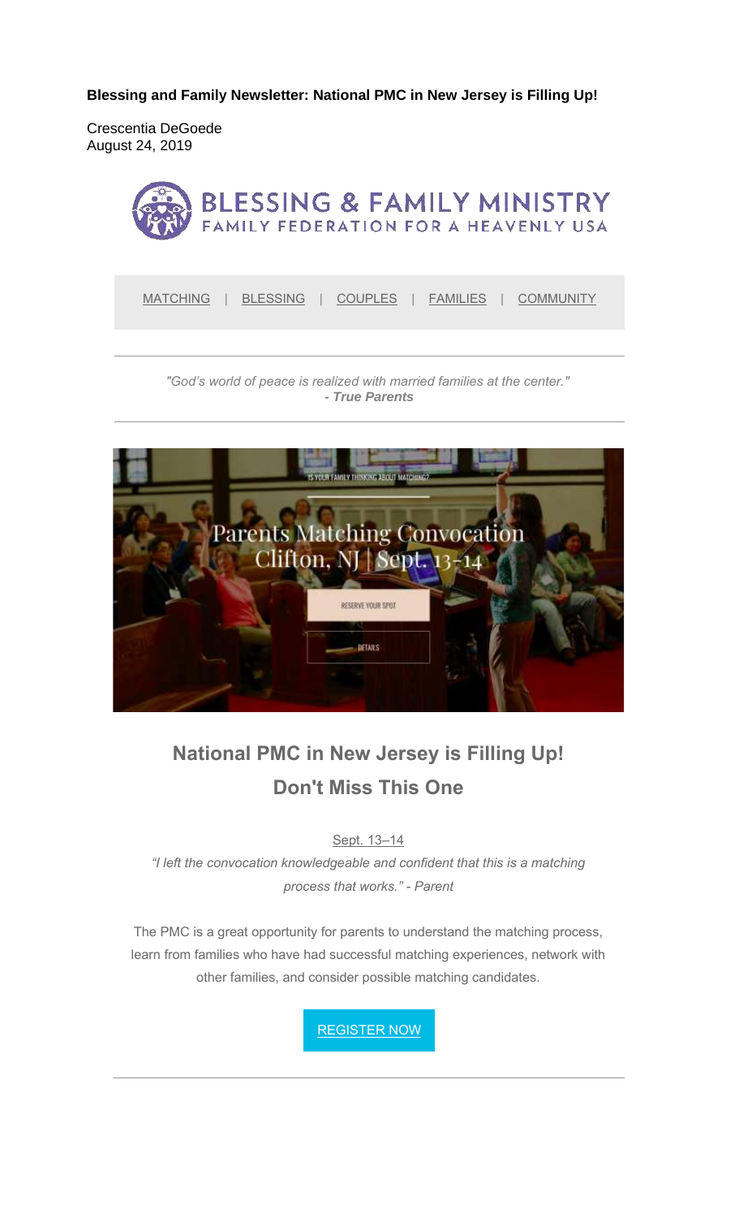**Blessing and Family Newsletter: National PMC in New Jersey is Filling Up!**

Crescentia DeGoede
August 24, 2019

BLESSING & FAMILY MINISTRY
FAMILY FEDERATION FOR A HEAVENLY USA

MATCHING | BLESSING | COUPLES | FAMILIES | COMMUNITY

*"God's world of peace is realized with married families at the center."*
***- True Parents***

IS YOUR FAMILY THINKING ABOUT MATCHING?

Parents Matching Convocation
Clifton, NJ | Sept. 13-14

RESERVE YOUR SPOT

DETAILS

## National PMC in New Jersey is Filling Up!
## Don't Miss This One

Sept. 13–14

*"I left the convocation knowledgeable and confident that this is a matching process that works." - Parent*

The PMC is a great opportunity for parents to understand the matching process, learn from families who have had successful matching experiences, network with other families, and consider possible matching candidates.

REGISTER NOW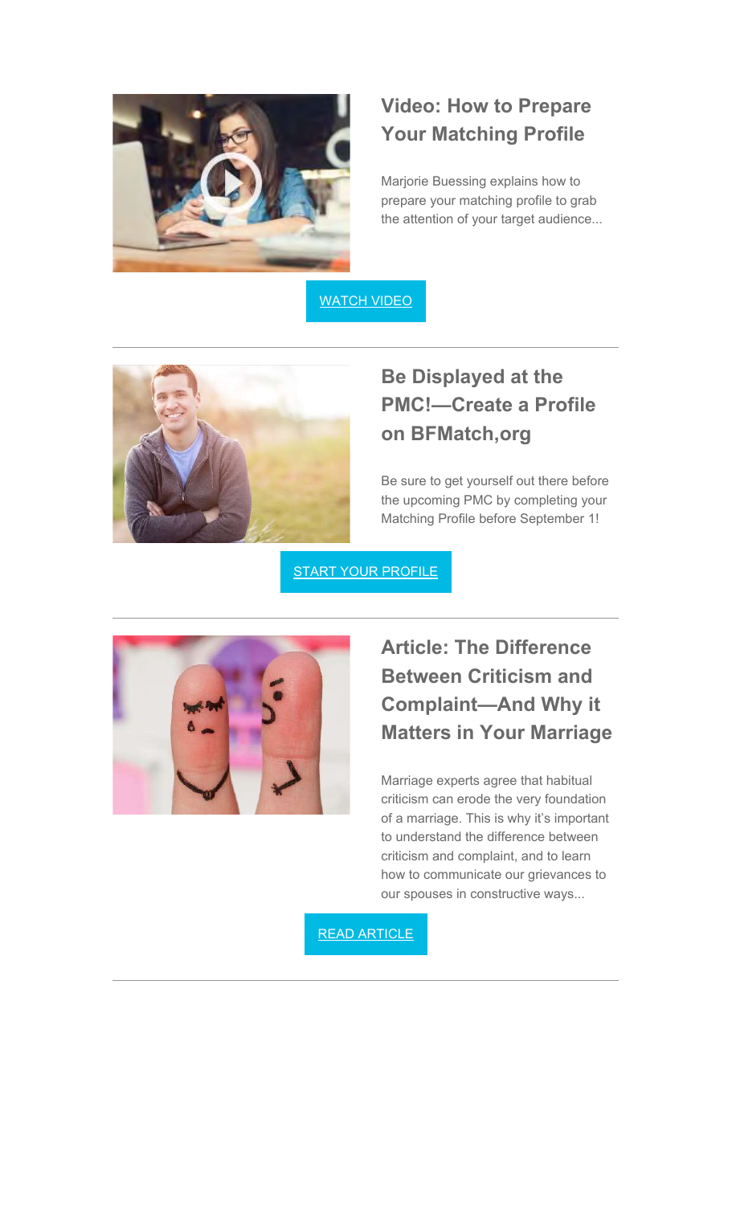## Video: How to Prepare Your Matching Profile

Marjorie Buessing explains how to prepare your matching profile to grab the attention of your target audience...

WATCH VIDEO

---

## Be Displayed at the PMC!—Create a Profile on BFMatch,org

Be sure to get yourself out there before the upcoming PMC by completing your Matching Profile before September 1!

START YOUR PROFILE

---

## Article: The Difference Between Criticism and Complaint—And Why it Matters in Your Marriage

Marriage experts agree that habitual criticism can erode the very foundation of a marriage. This is why it's important to understand the difference between criticism and complaint, and to learn how to communicate our grievances to our spouses in constructive ways...

READ ARTICLE

---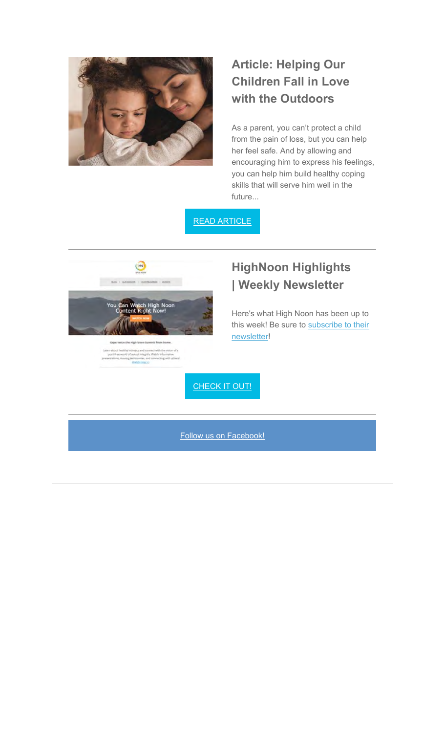## Article: Helping Our Children Fall in Love with the Outdoors

As a parent, you can't protect a child from the pain of loss, but you can help her feel safe. And by allowing and encouraging him to express his feelings, you can help him build healthy coping skills that will serve him well in the future...

READ ARTICLE

---

## HighNoon Highlights | Weekly Newsletter

Here's what High Noon has been up to this week! Be sure to subscribe to their newsletter!

CHECK IT OUT!

---

Follow us on Facebook!